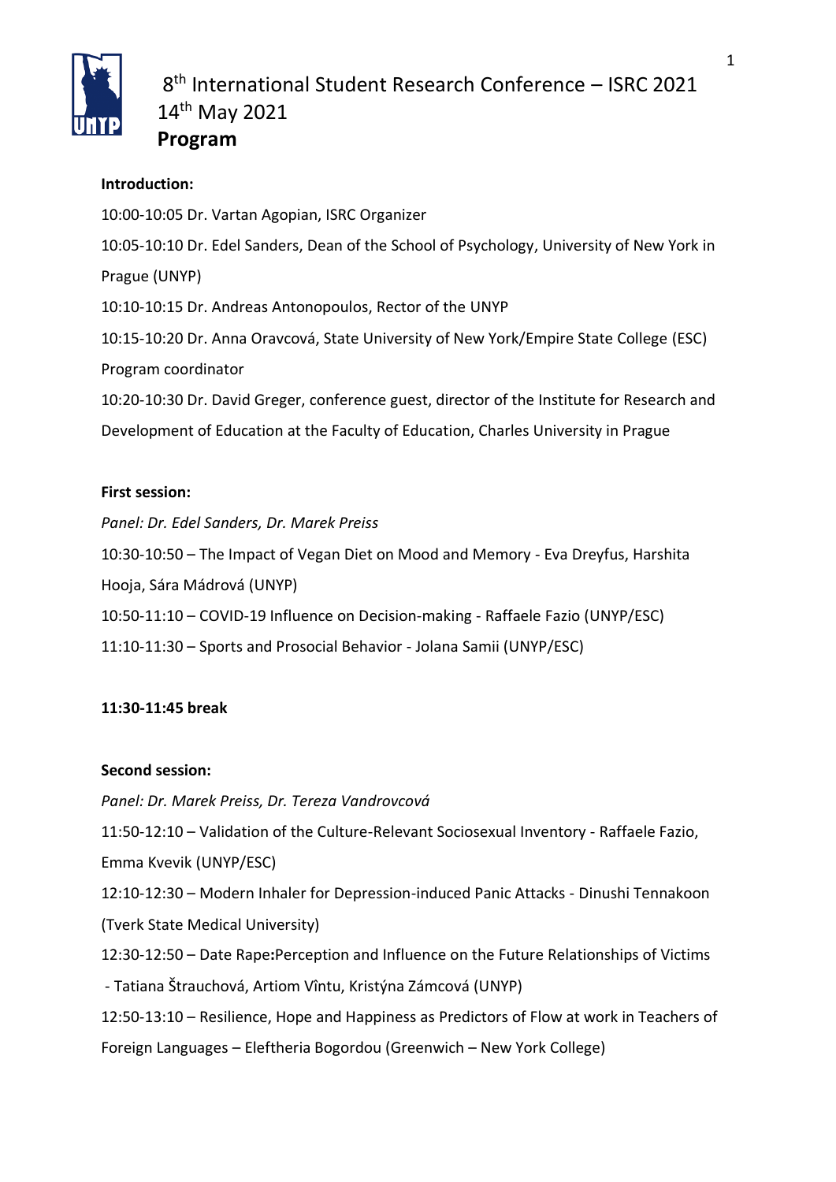# 8th International Student Research Conference – ISRC 2021

## 14th May 2021

## Program

**Introduction:**

10:00-10:05 Dr. Vartan Agopian, ISRC Organizer

10:05-10:10 Dr. Edel Sanders, Dean of the School of Psychology, University of New York in Prague (UNYP)

10:10-10:15 Dr. Andreas Antonopoulos, Rector of the UNYP

10:15-10:20 Dr. Anna Oravcová, State University of New York/Empire State College (ESC) Program coordinator

10:20-10:30 Dr. David Greger, conference guest, director of the Institute for Research and Development of Education at the Faculty of Education, Charles University in Prague

**First session:**

*Panel: Dr. Edel Sanders, Dr. Marek Preiss*

10:30-10:50 – The Impact of Vegan Diet on Mood and Memory - Eva Dreyfus, Harshita Hooja, Sára Mádrová (UNYP)

10:50-11:10 – COVID-19 Influence on Decision-making - Raffaele Fazio (UNYP/ESC)

11:10-11:30 – Sports and Prosocial Behavior - Jolana Samii (UNYP/ESC)

**11:30-11:45 break**

**Second session:**

*Panel: Dr. Marek Preiss, Dr. Tereza Vandrovcová*

11:50-12:10 – Validation of the Culture-Relevant Sociosexual Inventory - Raffaele Fazio, Emma Kvevik (UNYP/ESC)

12:10-12:30 – Modern Inhaler for Depression-induced Panic Attacks - Dinushi Tennakoon (Tverk State Medical University)

12:30-12:50 – Date Rape**:**Perception and Influence on the Future Relationships of Victims - Tatiana Štrauchová, Artiom Vîntu, Kristýna Zámcová (UNYP)

12:50-13:10 – Resilience, Hope and Happiness as Predictors of Flow at work in Teachers of Foreign Languages – Eleftheria Bogordou (Greenwich – New York College)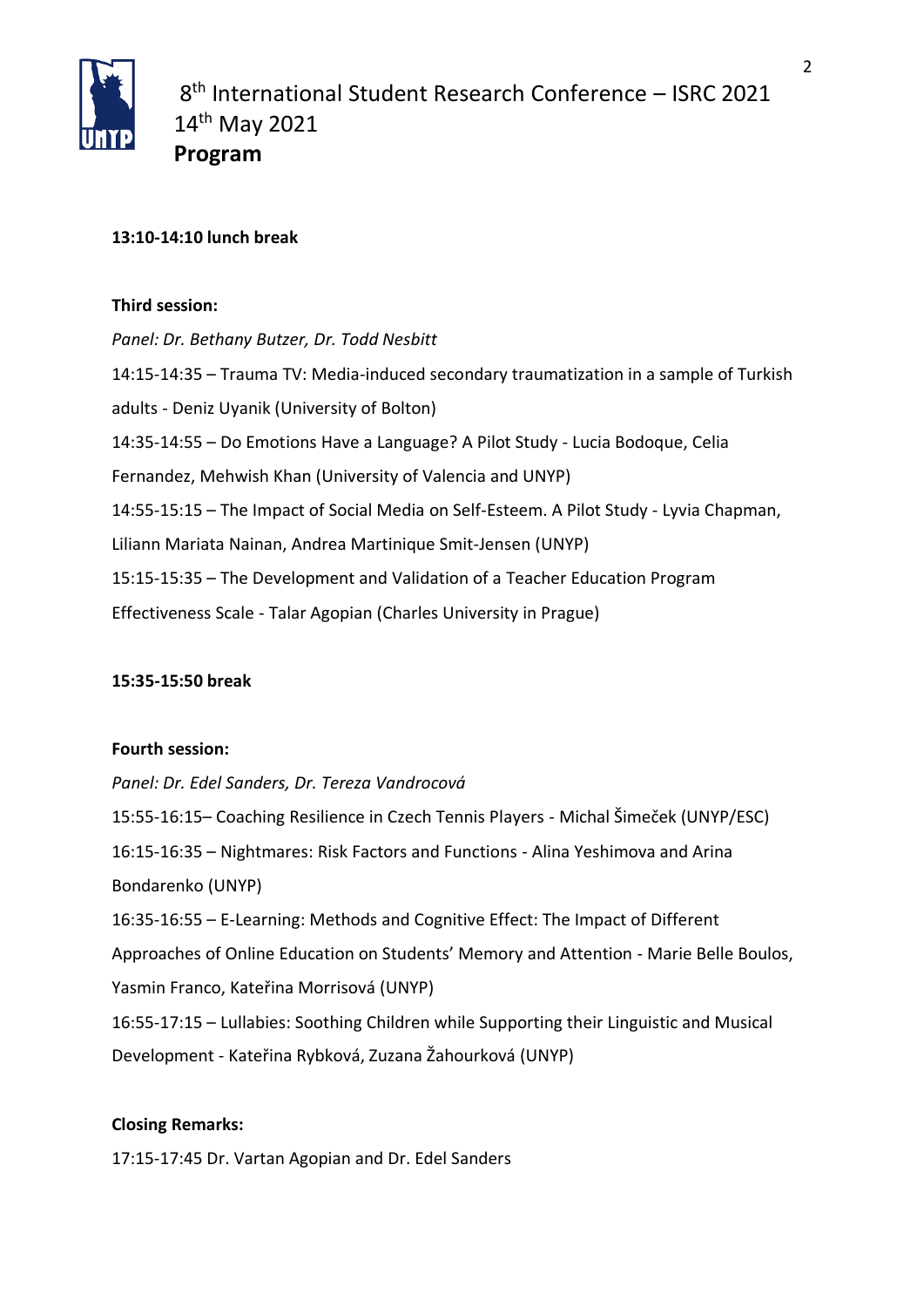**13:10-14:10 lunch break**

**Third session:**

*Panel: Dr. Bethany Butzer, Dr. Todd Nesbitt*

14:15-14:35 – Trauma TV: Media-induced secondary traumatization in a sample of Turkish adults - Deniz Uyanik (University of Bolton)

14:35-14:55 – Do Emotions Have a Language? A Pilot Study - Lucia Bodoque, Celia Fernandez, Mehwish Khan (University of Valencia and UNYP)

14:55-15:15 – The Impact of Social Media on Self-Esteem. A Pilot Study - Lyvia Chapman, Liliann Mariata Nainan, Andrea Martinique Smit-Jensen (UNYP)

15:15-15:35 – The Development and Validation of a Teacher Education Program Effectiveness Scale - Talar Agopian (Charles University in Prague)

**15:35-15:50 break**

**Fourth session:**

*Panel: Dr. Edel Sanders, Dr. Tereza Vandrocová*

15:55-16:15– Coaching Resilience in Czech Tennis Players - Michal Šimeček (UNYP/ESC)

16:15-16:35 – Nightmares: Risk Factors and Functions - Alina Yeshimova and Arina Bondarenko (UNYP)

16:35-16:55 – E-Learning: Methods and Cognitive Effect: The Impact of Different Approaches of Online Education on Students' Memory and Attention - Marie Belle Boulos, Yasmin Franco, Kateřina Morrisová (UNYP)

16:55-17:15 – Lullabies: Soothing Children while Supporting their Linguistic and Musical Development - Kateřina Rybková, Zuzana Žahourková (UNYP)

**Closing Remarks:**

17:15-17:45 Dr. Vartan Agopian and Dr. Edel Sanders